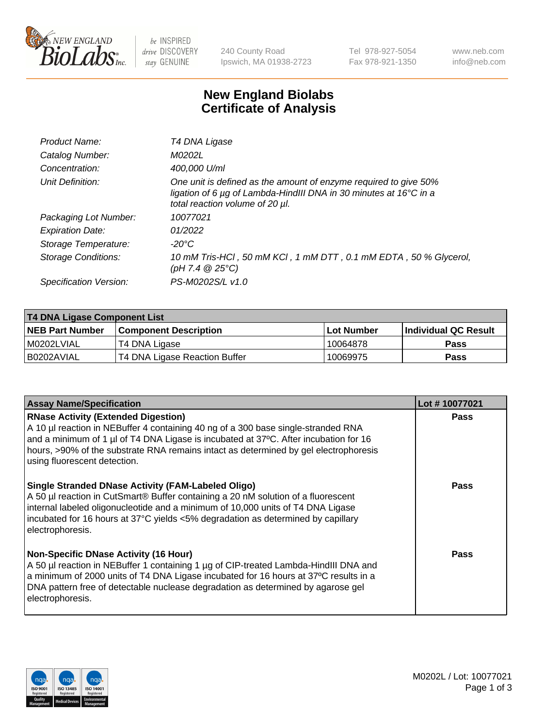New England BioLabs Inc. — be INSPIRED drive DISCOVERY stay GENUINE

240 County Road
Ipswich, MA 01938-2723

Tel 978-927-5054
Fax 978-921-1350

www.neb.com
info@neb.com

# New England Biolabs
# Certificate of Analysis

| | |
|---|---|
| *Product Name:* | *T4 DNA Ligase* |
| *Catalog Number:* | *M0202L* |
| *Concentration:* | *400,000 U/ml* |
| *Unit Definition:* | *One unit is defined as the amount of enzyme required to give 50% ligation of 6 µg of Lambda-HindIII DNA in 30 minutes at 16°C in a total reaction volume of 20 µl.* |
| *Packaging Lot Number:* | *10077021* |
| *Expiration Date:* | *01/2022* |
| *Storage Temperature:* | *-20°C* |
| *Storage Conditions:* | *10 mM Tris-HCl , 50 mM KCl , 1 mM DTT , 0.1 mM EDTA , 50 % Glycerol, (pH 7.4 @ 25°C)* |
| *Specification Version:* | *PS-M0202S/L v1.0* |

| T4 DNA Ligase Component List | | | |
|---|---|---|---|
| **NEB Part Number** | **Component Description** | **Lot Number** | **Individual QC Result** |
| M0202LVIAL | T4 DNA Ligase | 10064878 | **Pass** |
| B0202AVIAL | T4 DNA Ligase Reaction Buffer | 10069975 | **Pass** |

| Assay Name/Specification | Lot # 10077021 |
|---|---|
| **RNase Activity (Extended Digestion)** A 10 µl reaction in NEBuffer 4 containing 40 ng of a 300 base single-stranded RNA and a minimum of 1 µl of T4 DNA Ligase is incubated at 37ºC. After incubation for 16 hours, >90% of the substrate RNA remains intact as determined by gel electrophoresis using fluorescent detection. | **Pass** |
| **Single Stranded DNase Activity (FAM-Labeled Oligo)** A 50 µl reaction in CutSmart® Buffer containing a 20 nM solution of a fluorescent internal labeled oligonucleotide and a minimum of 10,000 units of T4 DNA Ligase incubated for 16 hours at 37°C yields <5% degradation as determined by capillary electrophoresis. | **Pass** |
| **Non-Specific DNase Activity (16 Hour)** A 50 µl reaction in NEBuffer 1 containing 1 µg of CIP-treated Lambda-HindIII DNA and a minimum of 2000 units of T4 DNA Ligase incubated for 16 hours at 37ºC results in a DNA pattern free of detectable nuclease degradation as determined by agarose gel electrophoresis. | **Pass** |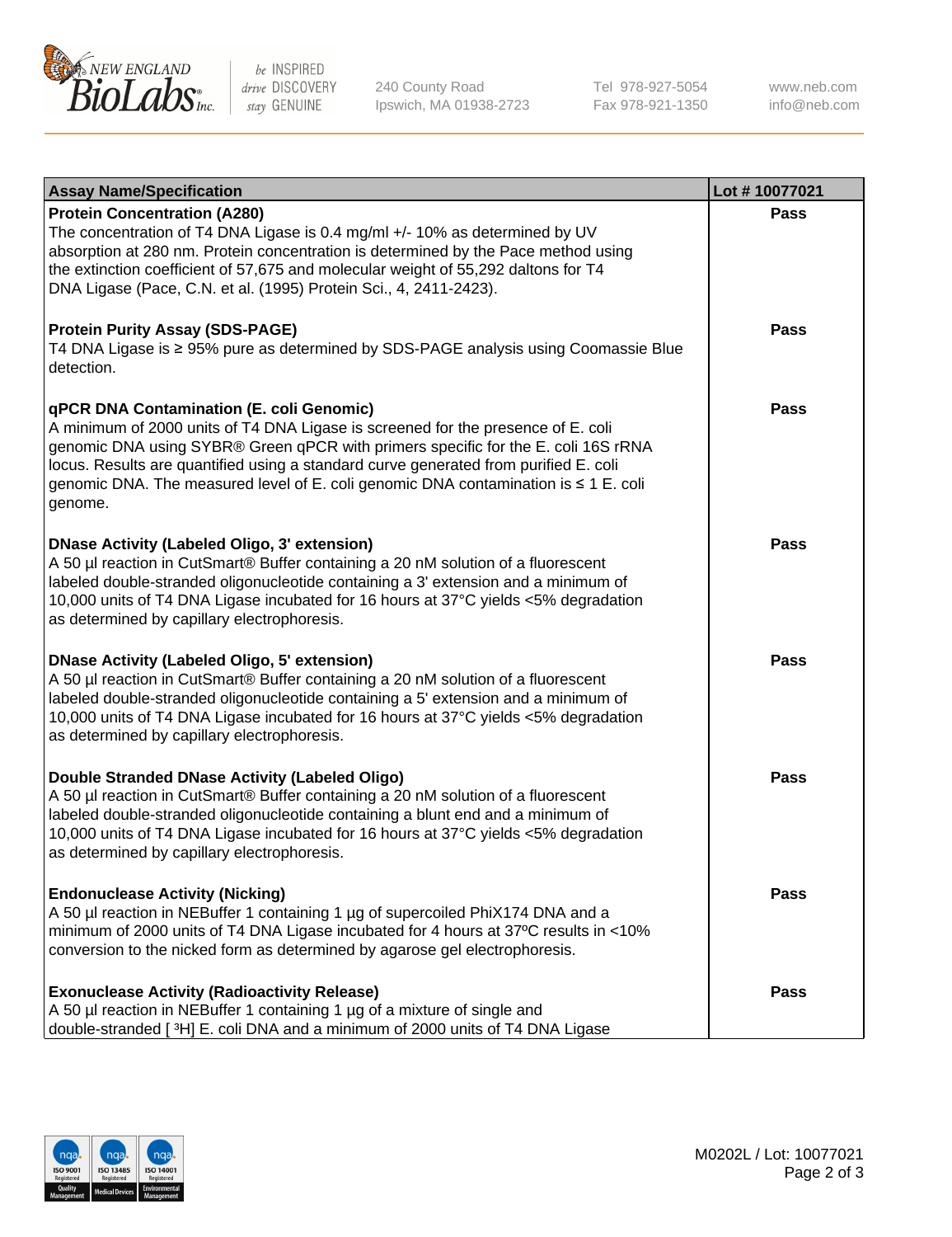| Assay Name/Specification | Lot # 10077021 |
| --- | --- |
| **Protein Concentration (A280)**<br>The concentration of T4 DNA Ligase is 0.4 mg/ml +/- 10% as determined by UV absorption at 280 nm. Protein concentration is determined by the Pace method using the extinction coefficient of 57,675 and molecular weight of 55,292 daltons for T4 DNA Ligase (Pace, C.N. et al. (1995) Protein Sci., 4, 2411-2423). | **Pass** |
| **Protein Purity Assay (SDS-PAGE)**<br>T4 DNA Ligase is ≥ 95% pure as determined by SDS-PAGE analysis using Coomassie Blue detection. | **Pass** |
| **qPCR DNA Contamination (E. coli Genomic)**<br>A minimum of 2000 units of T4 DNA Ligase is screened for the presence of E. coli genomic DNA using SYBR® Green qPCR with primers specific for the E. coli 16S rRNA locus. Results are quantified using a standard curve generated from purified E. coli genomic DNA. The measured level of E. coli genomic DNA contamination is ≤ 1 E. coli genome. | **Pass** |
| **DNase Activity (Labeled Oligo, 3' extension)**<br>A 50 µl reaction in CutSmart® Buffer containing a 20 nM solution of a fluorescent labeled double-stranded oligonucleotide containing a 3' extension and a minimum of 10,000 units of T4 DNA Ligase incubated for 16 hours at 37°C yields <5% degradation as determined by capillary electrophoresis. | **Pass** |
| **DNase Activity (Labeled Oligo, 5' extension)**<br>A 50 µl reaction in CutSmart® Buffer containing a 20 nM solution of a fluorescent labeled double-stranded oligonucleotide containing a 5' extension and a minimum of 10,000 units of T4 DNA Ligase incubated for 16 hours at 37°C yields <5% degradation as determined by capillary electrophoresis. | **Pass** |
| **Double Stranded DNase Activity (Labeled Oligo)**<br>A 50 µl reaction in CutSmart® Buffer containing a 20 nM solution of a fluorescent labeled double-stranded oligonucleotide containing a blunt end and a minimum of 10,000 units of T4 DNA Ligase incubated for 16 hours at 37°C yields <5% degradation as determined by capillary electrophoresis. | **Pass** |
| **Endonuclease Activity (Nicking)**<br>A 50 µl reaction in NEBuffer 1 containing 1 µg of supercoiled PhiX174 DNA and a minimum of 2000 units of T4 DNA Ligase incubated for 4 hours at 37ºC results in <10% conversion to the nicked form as determined by agarose gel electrophoresis. | **Pass** |
| **Exonuclease Activity (Radioactivity Release)**<br>A 50 µl reaction in NEBuffer 1 containing 1 µg of a mixture of single and double-stranded [ $^3$H] E. coli DNA and a minimum of 2000 units of T4 DNA Ligase | **Pass** |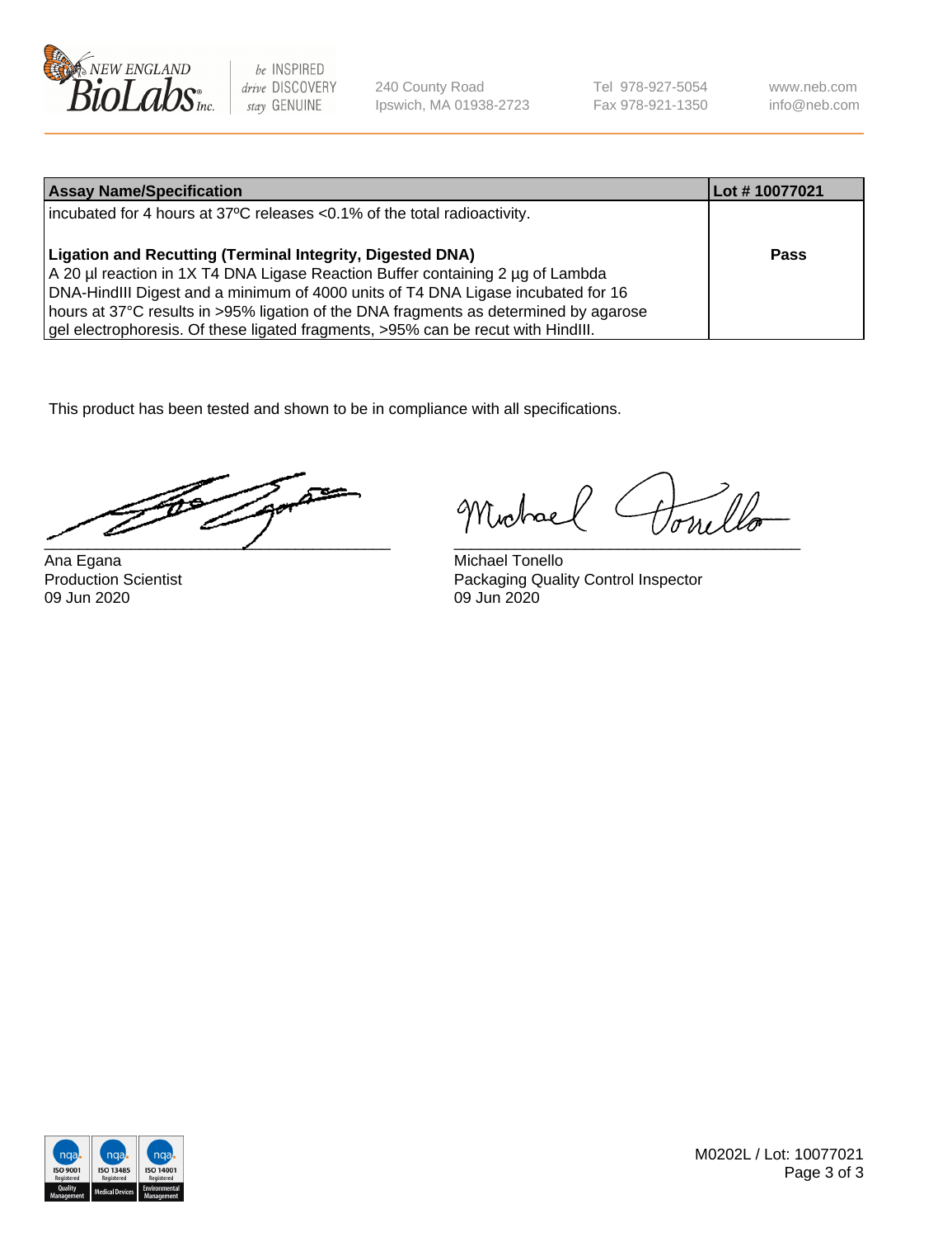| Assay Name/Specification | Lot # 10077021 |
| --- | --- |
| incubated for 4 hours at 37ºC releases <0.1% of the total radioactivity. | |
| **Ligation and Recutting (Terminal Integrity, Digested DNA)**<br>A 20 µl reaction in 1X T4 DNA Ligase Reaction Buffer containing 2 µg of Lambda DNA-HindIII Digest and a minimum of 4000 units of T4 DNA Ligase incubated for 16 hours at 37°C results in >95% ligation of the DNA fragments as determined by agarose gel electrophoresis. Of these ligated fragments, >95% can be recut with HindIII. | **Pass** |

This product has been tested and shown to be in compliance with all specifications.

Ana Egana
Production Scientist
09 Jun 2020

Michael Tonello
Packaging Quality Control Inspector
09 Jun 2020

M0202L / Lot: 10077021